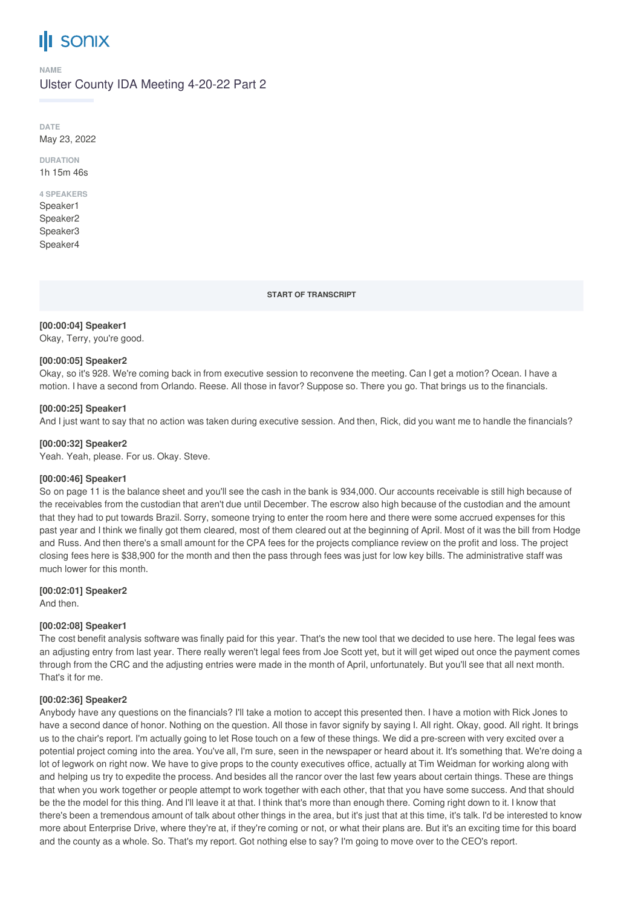# sonix

**NAME**

Ulster County IDA Meeting 4-20-22 Part 2

**DATE**

May 23, 2022

**DURATION**

1h 15m 46s

**4 SPEAKERS**

Speaker1
Speaker2
Speaker3
Speaker4

**START OF TRANSCRIPT**

**[00:00:04] Speaker1**
Okay, Terry, you're good.

**[00:00:05] Speaker2**
Okay, so it's 928. We're coming back in from executive session to reconvene the meeting. Can I get a motion? Ocean. I have a motion. I have a second from Orlando. Reese. All those in favor? Suppose so. There you go. That brings us to the financials.

**[00:00:25] Speaker1**
And I just want to say that no action was taken during executive session. And then, Rick, did you want me to handle the financials?

**[00:00:32] Speaker2**
Yeah. Yeah, please. For us. Okay. Steve.

**[00:00:46] Speaker1**
So on page 11 is the balance sheet and you'll see the cash in the bank is 934,000. Our accounts receivable is still high because of the receivables from the custodian that aren't due until December. The escrow also high because of the custodian and the amount that they had to put towards Brazil. Sorry, someone trying to enter the room here and there were some accrued expenses for this past year and I think we finally got them cleared, most of them cleared out at the beginning of April. Most of it was the bill from Hodge and Russ. And then there's a small amount for the CPA fees for the projects compliance review on the profit and loss. The project closing fees here is $38,900 for the month and then the pass through fees was just for low key bills. The administrative staff was much lower for this month.

**[00:02:01] Speaker2**
And then.

**[00:02:08] Speaker1**
The cost benefit analysis software was finally paid for this year. That's the new tool that we decided to use here. The legal fees was an adjusting entry from last year. There really weren't legal fees from Joe Scott yet, but it will get wiped out once the payment comes through from the CRC and the adjusting entries were made in the month of April, unfortunately. But you'll see that all next month. That's it for me.

**[00:02:36] Speaker2**
Anybody have any questions on the financials? I'll take a motion to accept this presented then. I have a motion with Rick Jones to have a second dance of honor. Nothing on the question. All those in favor signify by saying I. All right. Okay, good. All right. It brings us to the chair's report. I'm actually going to let Rose touch on a few of these things. We did a pre-screen with very excited over a potential project coming into the area. You've all, I'm sure, seen in the newspaper or heard about it. It's something that. We're doing a lot of legwork on right now. We have to give props to the county executives office, actually at Tim Weidman for working along with and helping us try to expedite the process. And besides all the rancor over the last few years about certain things. These are things that when you work together or people attempt to work together with each other, that that you have some success. And that should be the the model for this thing. And I'll leave it at that. I think that's more than enough there. Coming right down to it. I know that there's been a tremendous amount of talk about other things in the area, but it's just that at this time, it's talk. I'd be interested to know more about Enterprise Drive, where they're at, if they're coming or not, or what their plans are. But it's an exciting time for this board and the county as a whole. So. That's my report. Got nothing else to say? I'm going to move over to the CEO's report.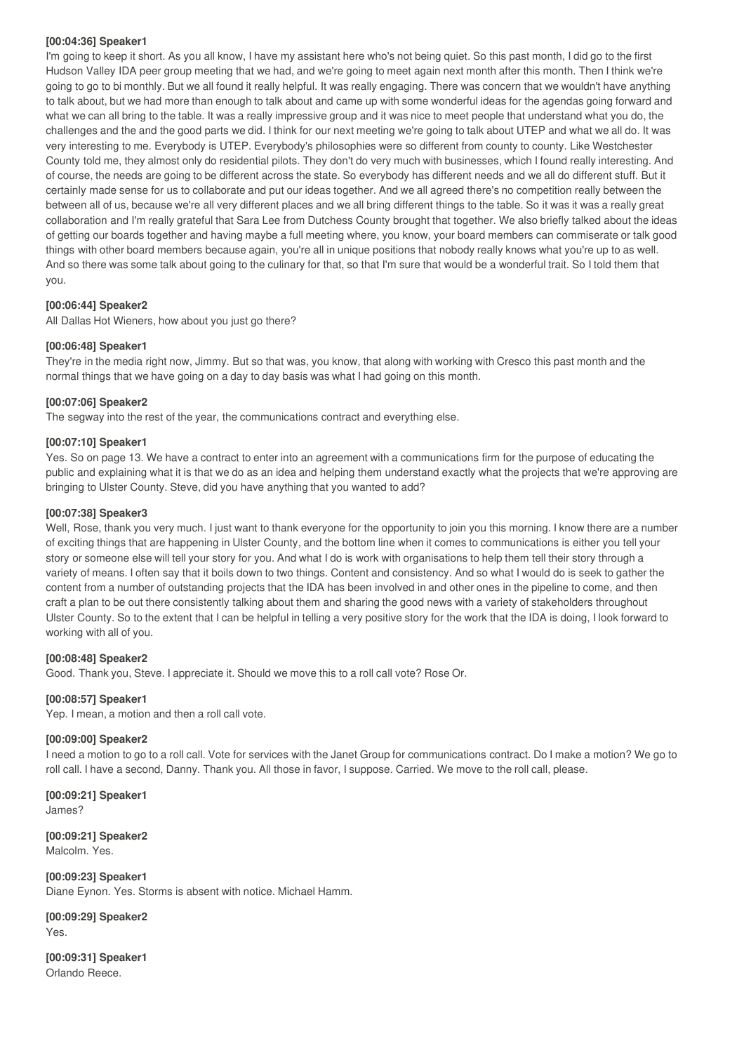**[00:04:36] Speaker1**

I'm going to keep it short. As you all know, I have my assistant here who's not being quiet. So this past month, I did go to the first Hudson Valley IDA peer group meeting that we had, and we're going to meet again next month after this month. Then I think we're going to go to bi monthly. But we all found it really helpful. It was really engaging. There was concern that we wouldn't have anything to talk about, but we had more than enough to talk about and came up with some wonderful ideas for the agendas going forward and what we can all bring to the table. It was a really impressive group and it was nice to meet people that understand what you do, the challenges and the and the good parts we did. I think for our next meeting we're going to talk about UTEP and what we all do. It was very interesting to me. Everybody is UTEP. Everybody's philosophies were so different from county to county. Like Westchester County told me, they almost only do residential pilots. They don't do very much with businesses, which I found really interesting. And of course, the needs are going to be different across the state. So everybody has different needs and we all do different stuff. But it certainly made sense for us to collaborate and put our ideas together. And we all agreed there's no competition really between the between all of us, because we're all very different places and we all bring different things to the table. So it was it was a really great collaboration and I'm really grateful that Sara Lee from Dutchess County brought that together. We also briefly talked about the ideas of getting our boards together and having maybe a full meeting where, you know, your board members can commiserate or talk good things with other board members because again, you're all in unique positions that nobody really knows what you're up to as well. And so there was some talk about going to the culinary for that, so that I'm sure that would be a wonderful trait. So I told them that you.

**[00:06:44] Speaker2**

All Dallas Hot Wieners, how about you just go there?

**[00:06:48] Speaker1**

They're in the media right now, Jimmy. But so that was, you know, that along with working with Cresco this past month and the normal things that we have going on a day to day basis was what I had going on this month.

**[00:07:06] Speaker2**

The segway into the rest of the year, the communications contract and everything else.

**[00:07:10] Speaker1**

Yes. So on page 13. We have a contract to enter into an agreement with a communications firm for the purpose of educating the public and explaining what it is that we do as an idea and helping them understand exactly what the projects that we're approving are bringing to Ulster County. Steve, did you have anything that you wanted to add?

**[00:07:38] Speaker3**

Well, Rose, thank you very much. I just want to thank everyone for the opportunity to join you this morning. I know there are a number of exciting things that are happening in Ulster County, and the bottom line when it comes to communications is either you tell your story or someone else will tell your story for you. And what I do is work with organisations to help them tell their story through a variety of means. I often say that it boils down to two things. Content and consistency. And so what I would do is seek to gather the content from a number of outstanding projects that the IDA has been involved in and other ones in the pipeline to come, and then craft a plan to be out there consistently talking about them and sharing the good news with a variety of stakeholders throughout Ulster County. So to the extent that I can be helpful in telling a very positive story for the work that the IDA is doing, I look forward to working with all of you.

**[00:08:48] Speaker2**

Good. Thank you, Steve. I appreciate it. Should we move this to a roll call vote? Rose Or.

**[00:08:57] Speaker1**

Yep. I mean, a motion and then a roll call vote.

**[00:09:00] Speaker2**

I need a motion to go to a roll call. Vote for services with the Janet Group for communications contract. Do I make a motion? We go to roll call. I have a second, Danny. Thank you. All those in favor, I suppose. Carried. We move to the roll call, please.

**[00:09:21] Speaker1**

James?

**[00:09:21] Speaker2**

Malcolm. Yes.

**[00:09:23] Speaker1**

Diane Eynon. Yes. Storms is absent with notice. Michael Hamm.

**[00:09:29] Speaker2**

Yes.

**[00:09:31] Speaker1**

Orlando Reece.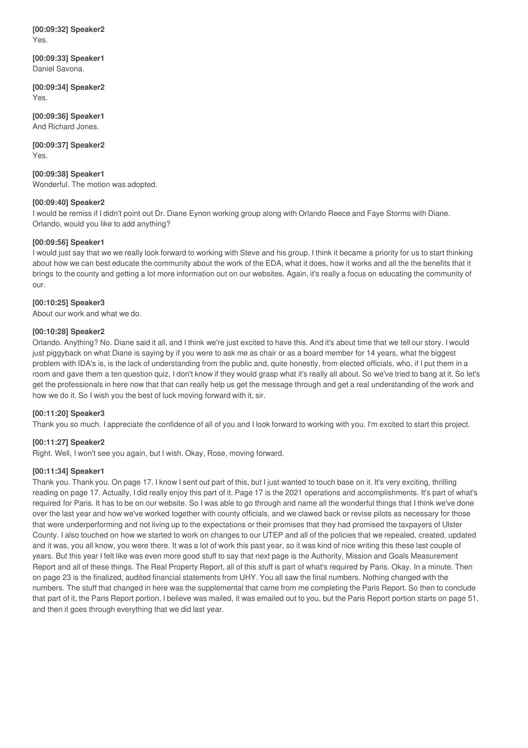**[00:09:32] Speaker2**
Yes.

**[00:09:33] Speaker1**
Daniel Savona.

**[00:09:34] Speaker2**
Yes.

**[00:09:36] Speaker1**
And Richard Jones.

**[00:09:37] Speaker2**
Yes.

**[00:09:38] Speaker1**
Wonderful. The motion was adopted.

**[00:09:40] Speaker2**
I would be remiss if I didn't point out Dr. Diane Eynon working group along with Orlando Reece and Faye Storms with Diane. Orlando, would you like to add anything?

**[00:09:56] Speaker1**
I would just say that we we really look forward to working with Steve and his group. I think it became a priority for us to start thinking about how we can best educate the community about the work of the EDA, what it does, how it works and all the the benefits that it brings to the county and getting a lot more information out on our websites. Again, it's really a focus on educating the community of our.

**[00:10:25] Speaker3**
About our work and what we do.

**[00:10:28] Speaker2**
Orlando. Anything? No. Diane said it all, and I think we're just excited to have this. And it's about time that we tell our story. I would just piggyback on what Diane is saying by if you were to ask me as chair or as a board member for 14 years, what the biggest problem with IDA's is, is the lack of understanding from the public and, quite honestly, from elected officials, who, if I put them in a room and gave them a ten question quiz, I don't know if they would grasp what it's really all about. So we've tried to bang at it. So let's get the professionals in here now that that can really help us get the message through and get a real understanding of the work and how we do it. So I wish you the best of luck moving forward with it, sir.

**[00:11:20] Speaker3**
Thank you so much. I appreciate the confidence of all of you and I look forward to working with you. I'm excited to start this project.

**[00:11:27] Speaker2**
Right. Well, I won't see you again, but I wish. Okay, Rose, moving forward.

**[00:11:34] Speaker1**
Thank you. Thank you. On page 17. I know I sent out part of this, but I just wanted to touch base on it. It's very exciting, thrilling reading on page 17. Actually, I did really enjoy this part of it. Page 17 is the 2021 operations and accomplishments. It's part of what's required for Paris. It has to be on our website. So I was able to go through and name all the wonderful things that I think we've done over the last year and how we've worked together with county officials, and we clawed back or revise pilots as necessary for those that were underperforming and not living up to the expectations or their promises that they had promised the taxpayers of Ulster County. I also touched on how we started to work on changes to our UTEP and all of the policies that we repealed, created, updated and it was, you all know, you were there. It was a lot of work this past year, so it was kind of nice writing this these last couple of years. But this year I felt like was even more good stuff to say that next page is the Authority, Mission and Goals Measurement Report and all of these things. The Real Property Report, all of this stuff is part of what's required by Paris. Okay. In a minute. Then on page 23 is the finalized, audited financial statements from UHY. You all saw the final numbers. Nothing changed with the numbers. The stuff that changed in here was the supplemental that came from me completing the Paris Report. So then to conclude that part of it, the Paris Report portion, I believe was mailed, it was emailed out to you, but the Paris Report portion starts on page 51, and then it goes through everything that we did last year.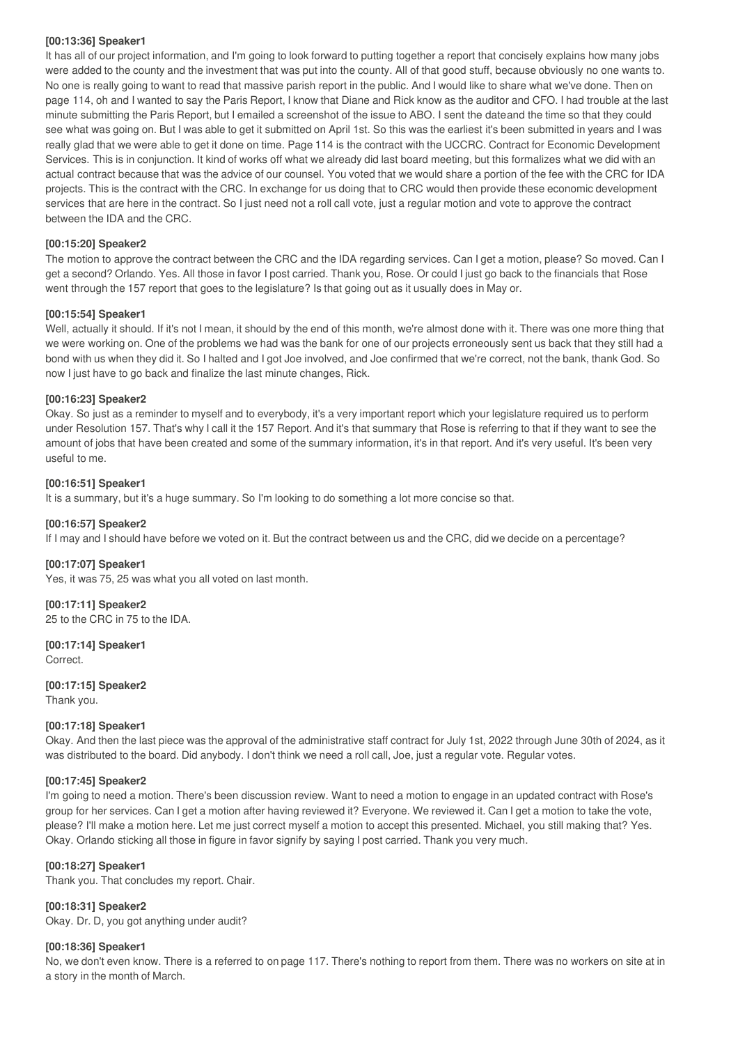**[00:13:36] Speaker1**

It has all of our project information, and I'm going to look forward to putting together a report that concisely explains how many jobs were added to the county and the investment that was put into the county. All of that good stuff, because obviously no one wants to. No one is really going to want to read that massive parish report in the public. And I would like to share what we've done. Then on page 114, oh and I wanted to say the Paris Report, I know that Diane and Rick know as the auditor and CFO. I had trouble at the last minute submitting the Paris Report, but I emailed a screenshot of the issue to ABO. I sent the dateand the time so that they could see what was going on. But I was able to get it submitted on April 1st. So this was the earliest it's been submitted in years and I was really glad that we were able to get it done on time. Page 114 is the contract with the UCCRC. Contract for Economic Development Services. This is in conjunction. It kind of works off what we already did last board meeting, but this formalizes what we did with an actual contract because that was the advice of our counsel. You voted that we would share a portion of the fee with the CRC for IDA projects. This is the contract with the CRC. In exchange for us doing that to CRC would then provide these economic development services that are here in the contract. So I just need not a roll call vote, just a regular motion and vote to approve the contract between the IDA and the CRC.

**[00:15:20] Speaker2**

The motion to approve the contract between the CRC and the IDA regarding services. Can I get a motion, please? So moved. Can I get a second? Orlando. Yes. All those in favor I post carried. Thank you, Rose. Or could I just go back to the financials that Rose went through the 157 report that goes to the legislature? Is that going out as it usually does in May or.

**[00:15:54] Speaker1**

Well, actually it should. If it's not I mean, it should by the end of this month, we're almost done with it. There was one more thing that we were working on. One of the problems we had was the bank for one of our projects erroneously sent us back that they still had a bond with us when they did it. So I halted and I got Joe involved, and Joe confirmed that we're correct, not the bank, thank God. So now I just have to go back and finalize the last minute changes, Rick.

**[00:16:23] Speaker2**

Okay. So just as a reminder to myself and to everybody, it's a very important report which your legislature required us to perform under Resolution 157. That's why I call it the 157 Report. And it's that summary that Rose is referring to that if they want to see the amount of jobs that have been created and some of the summary information, it's in that report. And it's very useful. It's been very useful to me.

**[00:16:51] Speaker1**

It is a summary, but it's a huge summary. So I'm looking to do something a lot more concise so that.

**[00:16:57] Speaker2**

If I may and I should have before we voted on it. But the contract between us and the CRC, did we decide on a percentage?

**[00:17:07] Speaker1**

Yes, it was 75, 25 was what you all voted on last month.

**[00:17:11] Speaker2**

25 to the CRC in 75 to the IDA.

**[00:17:14] Speaker1**

Correct.

**[00:17:15] Speaker2**

Thank you.

**[00:17:18] Speaker1**

Okay. And then the last piece was the approval of the administrative staff contract for July 1st, 2022 through June 30th of 2024, as it was distributed to the board. Did anybody. I don't think we need a roll call, Joe, just a regular vote. Regular votes.

**[00:17:45] Speaker2**

I'm going to need a motion. There's been discussion review. Want to need a motion to engage in an updated contract with Rose's group for her services. Can I get a motion after having reviewed it? Everyone. We reviewed it. Can I get a motion to take the vote, please? I'll make a motion here. Let me just correct myself a motion to accept this presented. Michael, you still making that? Yes. Okay. Orlando sticking all those in figure in favor signify by saying I post carried. Thank you very much.

**[00:18:27] Speaker1**

Thank you. That concludes my report. Chair.

**[00:18:31] Speaker2**

Okay. Dr. D, you got anything under audit?

**[00:18:36] Speaker1**

No, we don't even know. There is a referred to on page 117. There's nothing to report from them. There was no workers on site at in a story in the month of March.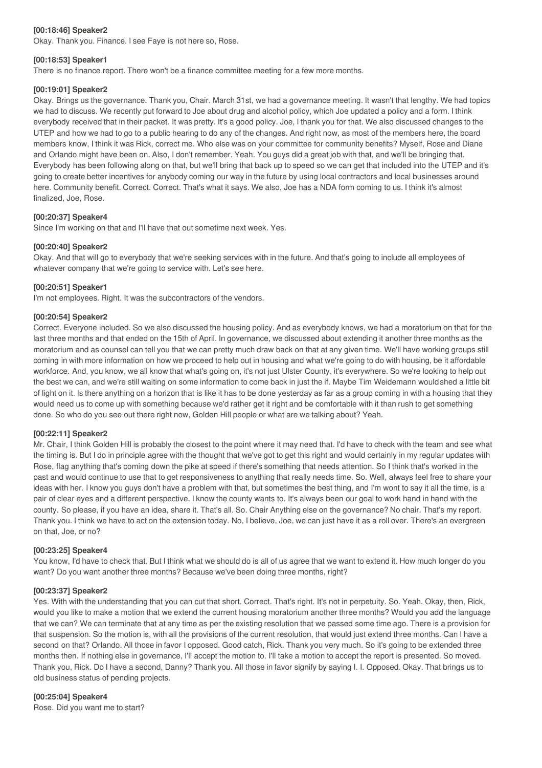**[00:18:46] Speaker2**

Okay. Thank you. Finance. I see Faye is not here so, Rose.

**[00:18:53] Speaker1**

There is no finance report. There won't be a finance committee meeting for a few more months.

**[00:19:01] Speaker2**

Okay. Brings us the governance. Thank you, Chair. March 31st, we had a governance meeting. It wasn't that lengthy. We had topics we had to discuss. We recently put forward to Joe about drug and alcohol policy, which Joe updated a policy and a form. I think everybody received that in their packet. It was pretty. It's a good policy. Joe, I thank you for that. We also discussed changes to the UTEP and how we had to go to a public hearing to do any of the changes. And right now, as most of the members here, the board members know, I think it was Rick, correct me. Who else was on your committee for community benefits? Myself, Rose and Diane and Orlando might have been on. Also, I don't remember. Yeah. You guys did a great job with that, and we'll be bringing that. Everybody has been following along on that, but we'll bring that back up to speed so we can get that included into the UTEP and it's going to create better incentives for anybody coming our way in the future by using local contractors and local businesses around here. Community benefit. Correct. Correct. That's what it says. We also, Joe has a NDA form coming to us. I think it's almost finalized, Joe, Rose.

**[00:20:37] Speaker4**

Since I'm working on that and I'll have that out sometime next week. Yes.

**[00:20:40] Speaker2**

Okay. And that will go to everybody that we're seeking services with in the future. And that's going to include all employees of whatever company that we're going to service with. Let's see here.

**[00:20:51] Speaker1**

I'm not employees. Right. It was the subcontractors of the vendors.

**[00:20:54] Speaker2**

Correct. Everyone included. So we also discussed the housing policy. And as everybody knows, we had a moratorium on that for the last three months and that ended on the 15th of April. In governance, we discussed about extending it another three months as the moratorium and as counsel can tell you that we can pretty much draw back on that at any given time. We'll have working groups still coming in with more information on how we proceed to help out in housing and what we're going to do with housing, be it affordable workforce. And, you know, we all know that what's going on, it's not just Ulster County, it's everywhere. So we're looking to help out the best we can, and we're still waiting on some information to come back in just the if. Maybe Tim Weidemann wouldshed a little bit of light on it. Is there anything on a horizon that is like it has to be done yesterday as far as a group coming in with a housing that they would need us to come up with something because we'd rather get it right and be comfortable with it than rush to get something done. So who do you see out there right now, Golden Hill people or what are we talking about? Yeah.

**[00:22:11] Speaker2**

Mr. Chair, I think Golden Hill is probably the closest to the point where it may need that. I'd have to check with the team and see what the timing is. But I do in principle agree with the thought that we've got to get this right and would certainly in my regular updates with Rose, flag anything that's coming down the pike at speed if there's something that needs attention. So I think that's worked in the past and would continue to use that to get responsiveness to anything that really needs time. So. Well, always feel free to share your ideas with her. I know you guys don't have a problem with that, but sometimes the best thing, and I'm wont to say it all the time, is a pair of clear eyes and a different perspective. I know the county wants to. It's always been our goal to work hand in hand with the county. So please, if you have an idea, share it. That's all. So. Chair Anything else on the governance? No chair. That's my report. Thank you. I think we have to act on the extension today. No, I believe, Joe, we can just have it as a roll over. There's an evergreen on that, Joe, or no?

**[00:23:25] Speaker4**

You know, I'd have to check that. But I think what we should do is all of us agree that we want to extend it. How much longer do you want? Do you want another three months? Because we've been doing three months, right?

**[00:23:37] Speaker2**

Yes. With with the understanding that you can cut that short. Correct. That's right. It's not in perpetuity. So. Yeah. Okay, then, Rick, would you like to make a motion that we extend the current housing moratorium another three months? Would you add the language that we can? We can terminate that at any time as per the existing resolution that we passed some time ago. There is a provision for that suspension. So the motion is, with all the provisions of the current resolution, that would just extend three months. Can I have a second on that? Orlando. All those in favor I opposed. Good catch, Rick. Thank you very much. So it's going to be extended three months then. If nothing else in governance, I'll accept the motion to. I'll take a motion to accept the report is presented. So moved. Thank you, Rick. Do I have a second, Danny? Thank you. All those in favor signify by saying I. I. Opposed. Okay. That brings us to old business status of pending projects.

**[00:25:04] Speaker4**

Rose. Did you want me to start?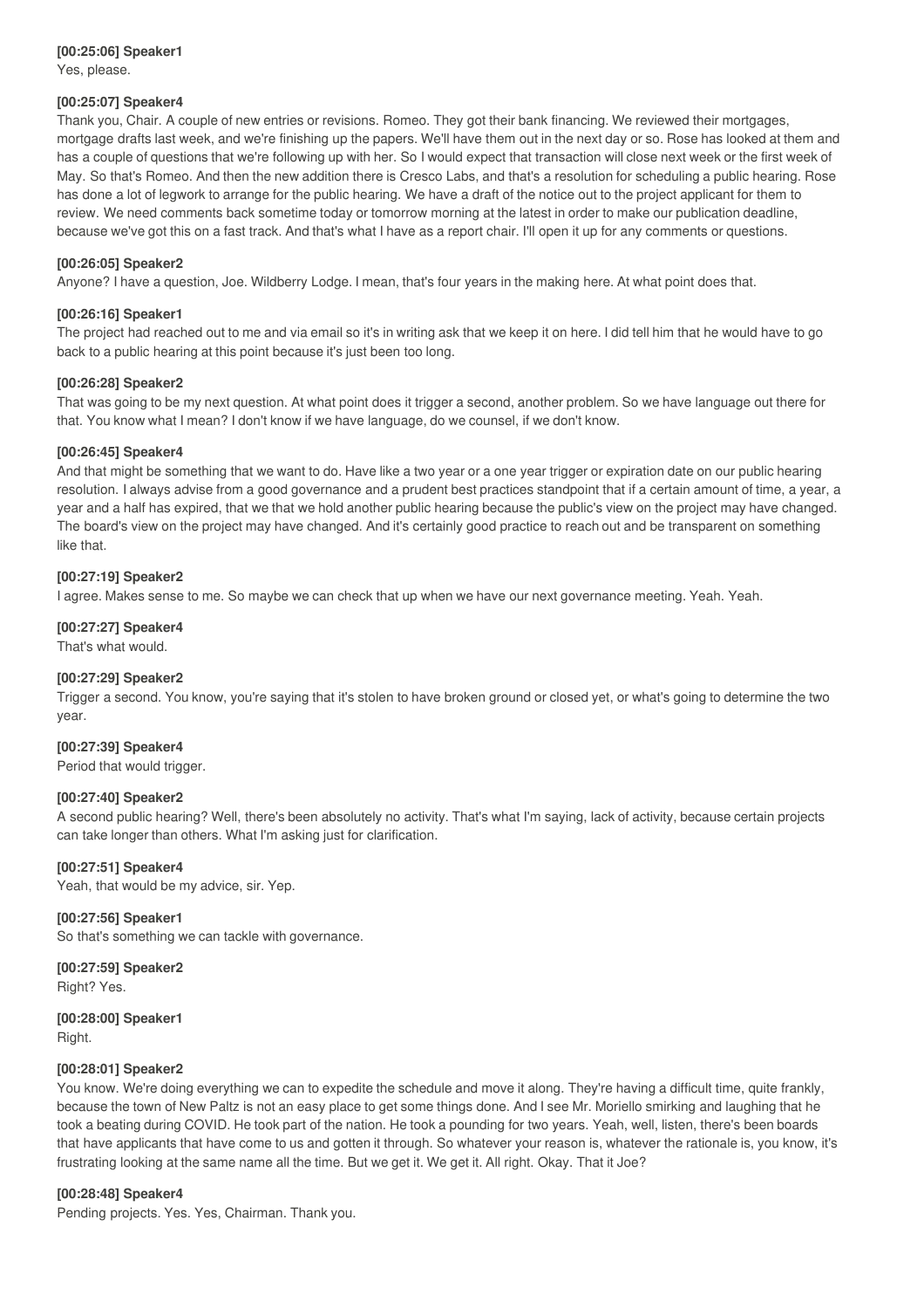**[00:25:06] Speaker1**
Yes, please.

**[00:25:07] Speaker4**
Thank you, Chair. A couple of new entries or revisions. Romeo. They got their bank financing. We reviewed their mortgages, mortgage drafts last week, and we're finishing up the papers. We'll have them out in the next day or so. Rose has looked at them and has a couple of questions that we're following up with her. So I would expect that transaction will close next week or the first week of May. So that's Romeo. And then the new addition there is Cresco Labs, and that's a resolution for scheduling a public hearing. Rose has done a lot of legwork to arrange for the public hearing. We have a draft of the notice out to the project applicant for them to review. We need comments back sometime today or tomorrow morning at the latest in order to make our publication deadline, because we've got this on a fast track. And that's what I have as a report chair. I'll open it up for any comments or questions.

**[00:26:05] Speaker2**
Anyone? I have a question, Joe. Wildberry Lodge. I mean, that's four years in the making here. At what point does that.

**[00:26:16] Speaker1**
The project had reached out to me and via email so it's in writing ask that we keep it on here. I did tell him that he would have to go back to a public hearing at this point because it's just been too long.

**[00:26:28] Speaker2**
That was going to be my next question. At what point does it trigger a second, another problem. So we have language out there for that. You know what I mean? I don't know if we have language, do we counsel, if we don't know.

**[00:26:45] Speaker4**
And that might be something that we want to do. Have like a two year or a one year trigger or expiration date on our public hearing resolution. I always advise from a good governance and a prudent best practices standpoint that if a certain amount of time, a year, a year and a half has expired, that we that we hold another public hearing because the public's view on the project may have changed. The board's view on the project may have changed. And it's certainly good practice to reach out and be transparent on something like that.

**[00:27:19] Speaker2**
I agree. Makes sense to me. So maybe we can check that up when we have our next governance meeting. Yeah. Yeah.

**[00:27:27] Speaker4**
That's what would.

**[00:27:29] Speaker2**
Trigger a second. You know, you're saying that it's stolen to have broken ground or closed yet, or what's going to determine the two year.

**[00:27:39] Speaker4**
Period that would trigger.

**[00:27:40] Speaker2**
A second public hearing? Well, there's been absolutely no activity. That's what I'm saying, lack of activity, because certain projects can take longer than others. What I'm asking just for clarification.

**[00:27:51] Speaker4**
Yeah, that would be my advice, sir. Yep.

**[00:27:56] Speaker1**
So that's something we can tackle with governance.

**[00:27:59] Speaker2**
Right? Yes.

**[00:28:00] Speaker1**
Right.

**[00:28:01] Speaker2**
You know. We're doing everything we can to expedite the schedule and move it along. They're having a difficult time, quite frankly, because the town of New Paltz is not an easy place to get some things done. And I see Mr. Moriello smirking and laughing that he took a beating during COVID. He took part of the nation. He took a pounding for two years. Yeah, well, listen, there's been boards that have applicants that have come to us and gotten it through. So whatever your reason is, whatever the rationale is, you know, it's frustrating looking at the same name all the time. But we get it. We get it. All right. Okay. That it Joe?

**[00:28:48] Speaker4**
Pending projects. Yes. Yes, Chairman. Thank you.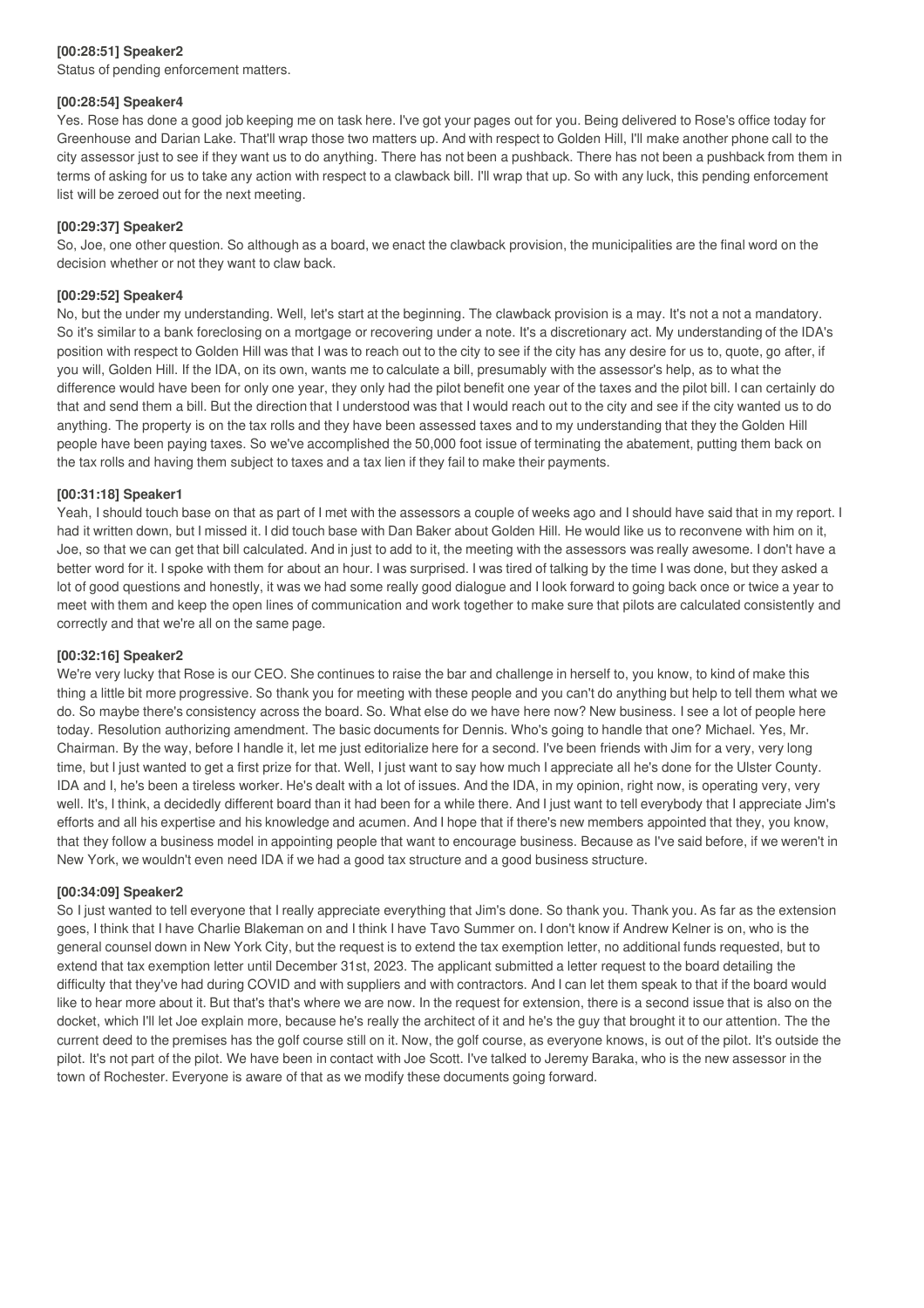**[00:28:51] Speaker2**

Status of pending enforcement matters.

**[00:28:54] Speaker4**

Yes. Rose has done a good job keeping me on task here. I've got your pages out for you. Being delivered to Rose's office today for Greenhouse and Darian Lake. That'll wrap those two matters up. And with respect to Golden Hill, I'll make another phone call to the city assessor just to see if they want us to do anything. There has not been a pushback. There has not been a pushback from them in terms of asking for us to take any action with respect to a clawback bill. I'll wrap that up. So with any luck, this pending enforcement list will be zeroed out for the next meeting.

**[00:29:37] Speaker2**

So, Joe, one other question. So although as a board, we enact the clawback provision, the municipalities are the final word on the decision whether or not they want to claw back.

**[00:29:52] Speaker4**

No, but the under my understanding. Well, let's start at the beginning. The clawback provision is a may. It's not a not a mandatory. So it's similar to a bank foreclosing on a mortgage or recovering under a note. It's a discretionary act. My understanding of the IDA's position with respect to Golden Hill was that I was to reach out to the city to see if the city has any desire for us to, quote, go after, if you will, Golden Hill. If the IDA, on its own, wants me to calculate a bill, presumably with the assessor's help, as to what the difference would have been for only one year, they only had the pilot benefit one year of the taxes and the pilot bill. I can certainly do that and send them a bill. But the direction that I understood was that I would reach out to the city and see if the city wanted us to do anything. The property is on the tax rolls and they have been assessed taxes and to my understanding that they the Golden Hill people have been paying taxes. So we've accomplished the 50,000 foot issue of terminating the abatement, putting them back on the tax rolls and having them subject to taxes and a tax lien if they fail to make their payments.

**[00:31:18] Speaker1**

Yeah, I should touch base on that as part of I met with the assessors a couple of weeks ago and I should have said that in my report. I had it written down, but I missed it. I did touch base with Dan Baker about Golden Hill. He would like us to reconvene with him on it, Joe, so that we can get that bill calculated. And in just to add to it, the meeting with the assessors was really awesome. I don't have a better word for it. I spoke with them for about an hour. I was surprised. I was tired of talking by the time I was done, but they asked a lot of good questions and honestly, it was we had some really good dialogue and I look forward to going back once or twice a year to meet with them and keep the open lines of communication and work together to make sure that pilots are calculated consistently and correctly and that we're all on the same page.

**[00:32:16] Speaker2**

We're very lucky that Rose is our CEO. She continues to raise the bar and challenge in herself to, you know, to kind of make this thing a little bit more progressive. So thank you for meeting with these people and you can't do anything but help to tell them what we do. So maybe there's consistency across the board. So. What else do we have here now? New business. I see a lot of people here today. Resolution authorizing amendment. The basic documents for Dennis. Who's going to handle that one? Michael. Yes, Mr. Chairman. By the way, before I handle it, let me just editorialize here for a second. I've been friends with Jim for a very, very long time, but I just wanted to get a first prize for that. Well, I just want to say how much I appreciate all he's done for the Ulster County. IDA and I, he's been a tireless worker. He's dealt with a lot of issues. And the IDA, in my opinion, right now, is operating very, very well. It's, I think, a decidedly different board than it had been for a while there. And I just want to tell everybody that I appreciate Jim's efforts and all his expertise and his knowledge and acumen. And I hope that if there's new members appointed that they, you know, that they follow a business model in appointing people that want to encourage business. Because as I've said before, if we weren't in New York, we wouldn't even need IDA if we had a good tax structure and a good business structure.

**[00:34:09] Speaker2**

So I just wanted to tell everyone that I really appreciate everything that Jim's done. So thank you. Thank you. As far as the extension goes, I think that I have Charlie Blakeman on and I think I have Tavo Summer on. I don't know if Andrew Kelner is on, who is the general counsel down in New York City, but the request is to extend the tax exemption letter, no additional funds requested, but to extend that tax exemption letter until December 31st, 2023. The applicant submitted a letter request to the board detailing the difficulty that they've had during COVID and with suppliers and with contractors. And I can let them speak to that if the board would like to hear more about it. But that's that's where we are now. In the request for extension, there is a second issue that is also on the docket, which I'll let Joe explain more, because he's really the architect of it and he's the guy that brought it to our attention. The the current deed to the premises has the golf course still on it. Now, the golf course, as everyone knows, is out of the pilot. It's outside the pilot. It's not part of the pilot. We have been in contact with Joe Scott. I've talked to Jeremy Baraka, who is the new assessor in the town of Rochester. Everyone is aware of that as we modify these documents going forward.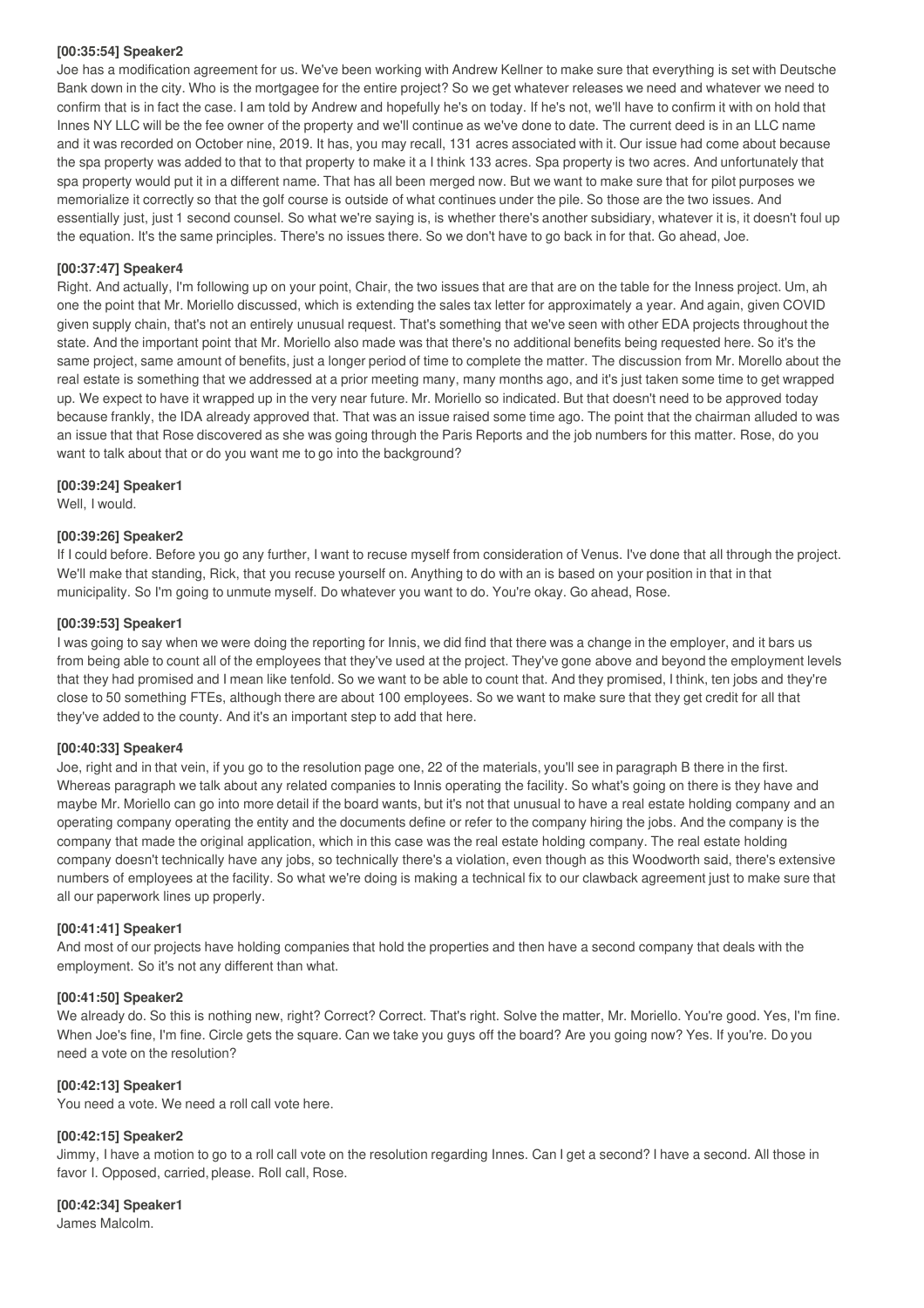**[00:35:54] Speaker2**

Joe has a modification agreement for us. We've been working with Andrew Kellner to make sure that everything is set with Deutsche Bank down in the city. Who is the mortgagee for the entire project? So we get whatever releases we need and whatever we need to confirm that is in fact the case. I am told by Andrew and hopefully he's on today. If he's not, we'll have to confirm it with on hold that Innes NY LLC will be the fee owner of the property and we'll continue as we've done to date. The current deed is in an LLC name and it was recorded on October nine, 2019. It has, you may recall, 131 acres associated with it. Our issue had come about because the spa property was added to that to that property to make it a I think 133 acres. Spa property is two acres. And unfortunately that spa property would put it in a different name. That has all been merged now. But we want to make sure that for pilot purposes we memorialize it correctly so that the golf course is outside of what continues under the pile. So those are the two issues. And essentially just, just 1 second counsel. So what we're saying is, is whether there's another subsidiary, whatever it is, it doesn't foul up the equation. It's the same principles. There's no issues there. So we don't have to go back in for that. Go ahead, Joe.

**[00:37:47] Speaker4**

Right. And actually, I'm following up on your point, Chair, the two issues that are that are on the table for the Inness project. Um, ah one the point that Mr. Moriello discussed, which is extending the sales tax letter for approximately a year. And again, given COVID given supply chain, that's not an entirely unusual request. That's something that we've seen with other EDA projects throughout the state. And the important point that Mr. Moriello also made was that there's no additional benefits being requested here. So it's the same project, same amount of benefits, just a longer period of time to complete the matter. The discussion from Mr. Morello about the real estate is something that we addressed at a prior meeting many, many months ago, and it's just taken some time to get wrapped up. We expect to have it wrapped up in the very near future. Mr. Moriello so indicated. But that doesn't need to be approved today because frankly, the IDA already approved that. That was an issue raised some time ago. The point that the chairman alluded to was an issue that that Rose discovered as she was going through the Paris Reports and the job numbers for this matter. Rose, do you want to talk about that or do you want me to go into the background?

**[00:39:24] Speaker1**

Well, I would.

**[00:39:26] Speaker2**

If I could before. Before you go any further, I want to recuse myself from consideration of Venus. I've done that all through the project. We'll make that standing, Rick, that you recuse yourself on. Anything to do with an is based on your position in that in that municipality. So I'm going to unmute myself. Do whatever you want to do. You're okay. Go ahead, Rose.

**[00:39:53] Speaker1**

I was going to say when we were doing the reporting for Innis, we did find that there was a change in the employer, and it bars us from being able to count all of the employees that they've used at the project. They've gone above and beyond the employment levels that they had promised and I mean like tenfold. So we want to be able to count that. And they promised, I think, ten jobs and they're close to 50 something FTEs, although there are about 100 employees. So we want to make sure that they get credit for all that they've added to the county. And it's an important step to add that here.

**[00:40:33] Speaker4**

Joe, right and in that vein, if you go to the resolution page one, 22 of the materials, you'll see in paragraph B there in the first. Whereas paragraph we talk about any related companies to Innis operating the facility. So what's going on there is they have and maybe Mr. Moriello can go into more detail if the board wants, but it's not that unusual to have a real estate holding company and an operating company operating the entity and the documents define or refer to the company hiring the jobs. And the company is the company that made the original application, which in this case was the real estate holding company. The real estate holding company doesn't technically have any jobs, so technically there's a violation, even though as this Woodworth said, there's extensive numbers of employees at the facility. So what we're doing is making a technical fix to our clawback agreement just to make sure that all our paperwork lines up properly.

**[00:41:41] Speaker1**

And most of our projects have holding companies that hold the properties and then have a second company that deals with the employment. So it's not any different than what.

**[00:41:50] Speaker2**

We already do. So this is nothing new, right? Correct? Correct. That's right. Solve the matter, Mr. Moriello. You're good. Yes, I'm fine. When Joe's fine, I'm fine. Circle gets the square. Can we take you guys off the board? Are you going now? Yes. If you're. Do you need a vote on the resolution?

**[00:42:13] Speaker1**

You need a vote. We need a roll call vote here.

**[00:42:15] Speaker2**

Jimmy, I have a motion to go to a roll call vote on the resolution regarding Innes. Can I get a second? I have a second. All those in favor I. Opposed, carried, please. Roll call, Rose.

**[00:42:34] Speaker1**

James Malcolm.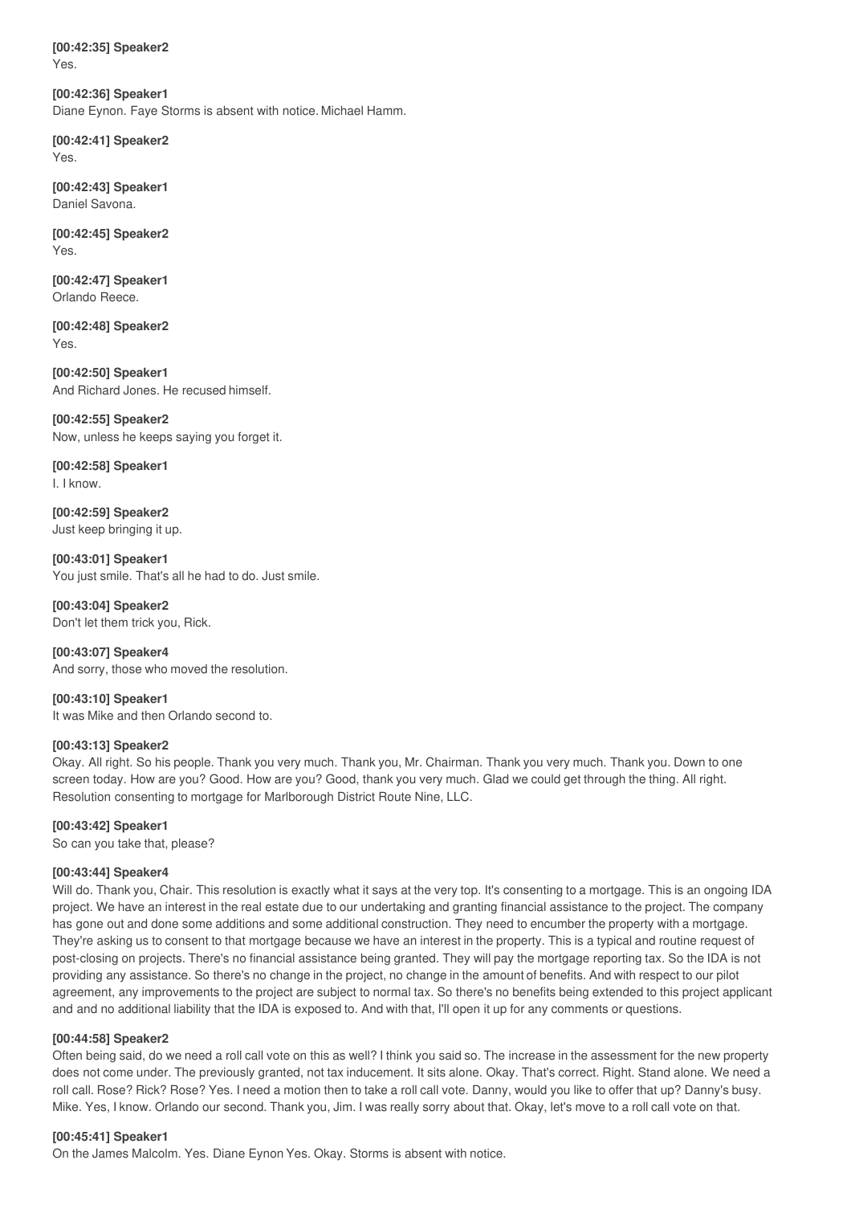**[00:42:35] Speaker2**
Yes.

**[00:42:36] Speaker1**
Diane Eynon. Faye Storms is absent with notice. Michael Hamm.

**[00:42:41] Speaker2**
Yes.

**[00:42:43] Speaker1**
Daniel Savona.

**[00:42:45] Speaker2**
Yes.

**[00:42:47] Speaker1**
Orlando Reece.

**[00:42:48] Speaker2**
Yes.

**[00:42:50] Speaker1**
And Richard Jones. He recused himself.

**[00:42:55] Speaker2**
Now, unless he keeps saying you forget it.

**[00:42:58] Speaker1**
I. I know.

**[00:42:59] Speaker2**
Just keep bringing it up.

**[00:43:01] Speaker1**
You just smile. That's all he had to do. Just smile.

**[00:43:04] Speaker2**
Don't let them trick you, Rick.

**[00:43:07] Speaker4**
And sorry, those who moved the resolution.

**[00:43:10] Speaker1**
It was Mike and then Orlando second to.

**[00:43:13] Speaker2**
Okay. All right. So his people. Thank you very much. Thank you, Mr. Chairman. Thank you very much. Thank you. Down to one screen today. How are you? Good. How are you? Good, thank you very much. Glad we could get through the thing. All right. Resolution consenting to mortgage for Marlborough District Route Nine, LLC.

**[00:43:42] Speaker1**
So can you take that, please?

**[00:43:44] Speaker4**
Will do. Thank you, Chair. This resolution is exactly what it says at the very top. It's consenting to a mortgage. This is an ongoing IDA project. We have an interest in the real estate due to our undertaking and granting financial assistance to the project. The company has gone out and done some additions and some additional construction. They need to encumber the property with a mortgage. They're asking us to consent to that mortgage because we have an interest in the property. This is a typical and routine request of post-closing on projects. There's no financial assistance being granted. They will pay the mortgage reporting tax. So the IDA is not providing any assistance. So there's no change in the project, no change in the amount of benefits. And with respect to our pilot agreement, any improvements to the project are subject to normal tax. So there's no benefits being extended to this project applicant and and no additional liability that the IDA is exposed to. And with that, I'll open it up for any comments or questions.

**[00:44:58] Speaker2**
Often being said, do we need a roll call vote on this as well? I think you said so. The increase in the assessment for the new property does not come under. The previously granted, not tax inducement. It sits alone. Okay. That's correct. Right. Stand alone. We need a roll call. Rose? Rick? Rose? Yes. I need a motion then to take a roll call vote. Danny, would you like to offer that up? Danny's busy. Mike. Yes, I know. Orlando our second. Thank you, Jim. I was really sorry about that. Okay, let's move to a roll call vote on that.

**[00:45:41] Speaker1**
On the James Malcolm. Yes. Diane Eynon Yes. Okay. Storms is absent with notice.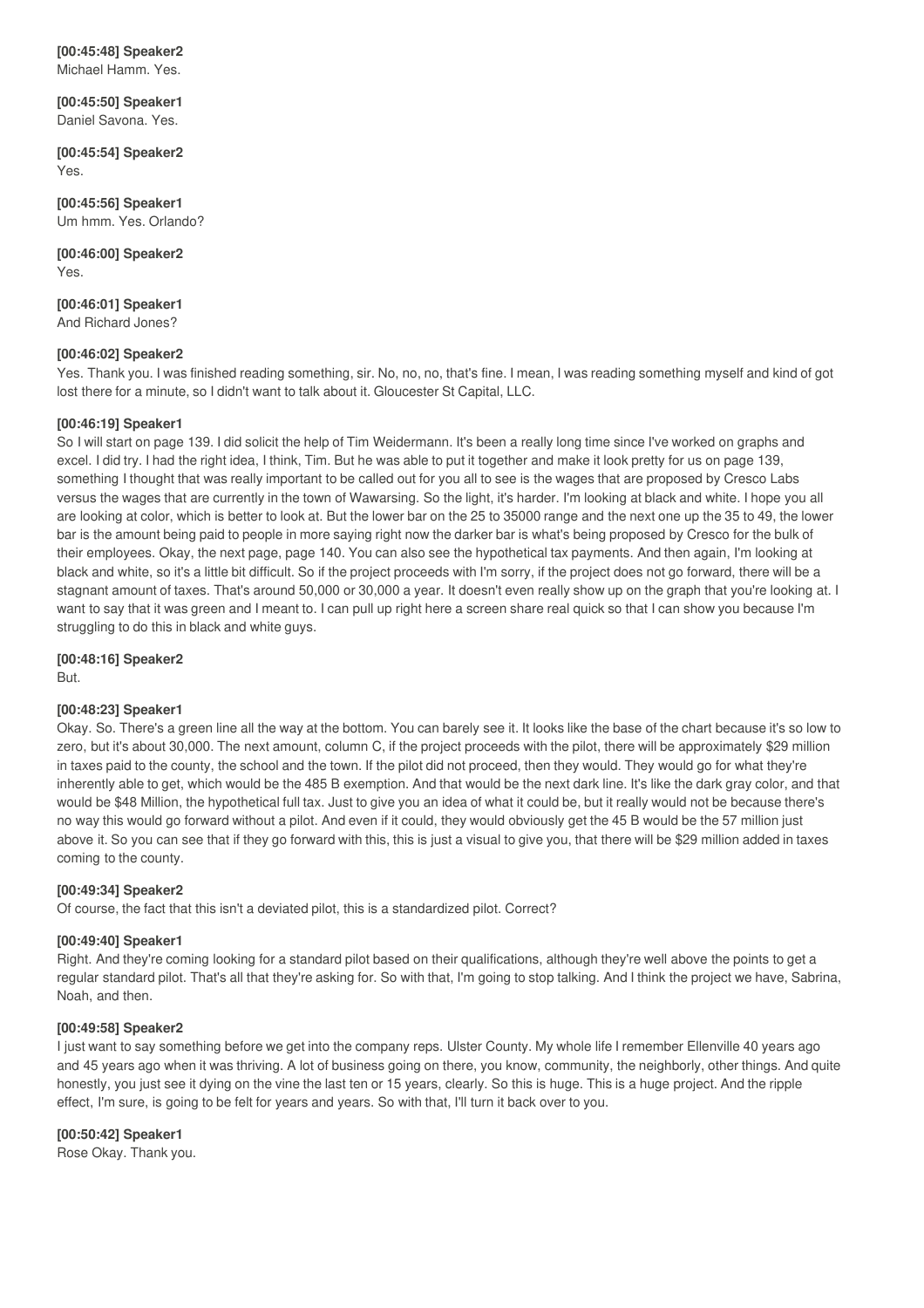**[00:45:48] Speaker2**
Michael Hamm. Yes.

**[00:45:50] Speaker1**
Daniel Savona. Yes.

**[00:45:54] Speaker2**
Yes.

**[00:45:56] Speaker1**
Um hmm. Yes. Orlando?

**[00:46:00] Speaker2**
Yes.

**[00:46:01] Speaker1**
And Richard Jones?

**[00:46:02] Speaker2**
Yes. Thank you. I was finished reading something, sir. No, no, no, that's fine. I mean, I was reading something myself and kind of got lost there for a minute, so I didn't want to talk about it. Gloucester St Capital, LLC.

**[00:46:19] Speaker1**
So I will start on page 139. I did solicit the help of Tim Weidermann. It's been a really long time since I've worked on graphs and excel. I did try. I had the right idea, I think, Tim. But he was able to put it together and make it look pretty for us on page 139, something I thought that was really important to be called out for you all to see is the wages that are proposed by Cresco Labs versus the wages that are currently in the town of Wawarsing. So the light, it's harder. I'm looking at black and white. I hope you all are looking at color, which is better to look at. But the lower bar on the 25 to 35000 range and the next one up the 35 to 49, the lower bar is the amount being paid to people in more saying right now the darker bar is what's being proposed by Cresco for the bulk of their employees. Okay, the next page, page 140. You can also see the hypothetical tax payments. And then again, I'm looking at black and white, so it's a little bit difficult. So if the project proceeds with I'm sorry, if the project does not go forward, there will be a stagnant amount of taxes. That's around 50,000 or 30,000 a year. It doesn't even really show up on the graph that you're looking at. I want to say that it was green and I meant to. I can pull up right here a screen share real quick so that I can show you because I'm struggling to do this in black and white guys.

**[00:48:16] Speaker2**
But.

**[00:48:23] Speaker1**
Okay. So. There's a green line all the way at the bottom. You can barely see it. It looks like the base of the chart because it's so low to zero, but it's about 30,000. The next amount, column C, if the project proceeds with the pilot, there will be approximately $29 million in taxes paid to the county, the school and the town. If the pilot did not proceed, then they would. They would go for what they're inherently able to get, which would be the 485 B exemption. And that would be the next dark line. It's like the dark gray color, and that would be $48 Million, the hypothetical full tax. Just to give you an idea of what it could be, but it really would not be because there's no way this would go forward without a pilot. And even if it could, they would obviously get the 45 B would be the 57 million just above it. So you can see that if they go forward with this, this is just a visual to give you, that there will be $29 million added in taxes coming to the county.

**[00:49:34] Speaker2**
Of course, the fact that this isn't a deviated pilot, this is a standardized pilot. Correct?

**[00:49:40] Speaker1**
Right. And they're coming looking for a standard pilot based on their qualifications, although they're well above the points to get a regular standard pilot. That's all that they're asking for. So with that, I'm going to stop talking. And I think the project we have, Sabrina, Noah, and then.

**[00:49:58] Speaker2**
I just want to say something before we get into the company reps. Ulster County. My whole life I remember Ellenville 40 years ago and 45 years ago when it was thriving. A lot of business going on there, you know, community, the neighborly, other things. And quite honestly, you just see it dying on the vine the last ten or 15 years, clearly. So this is huge. This is a huge project. And the ripple effect, I'm sure, is going to be felt for years and years. So with that, I'll turn it back over to you.

**[00:50:42] Speaker1**
Rose Okay. Thank you.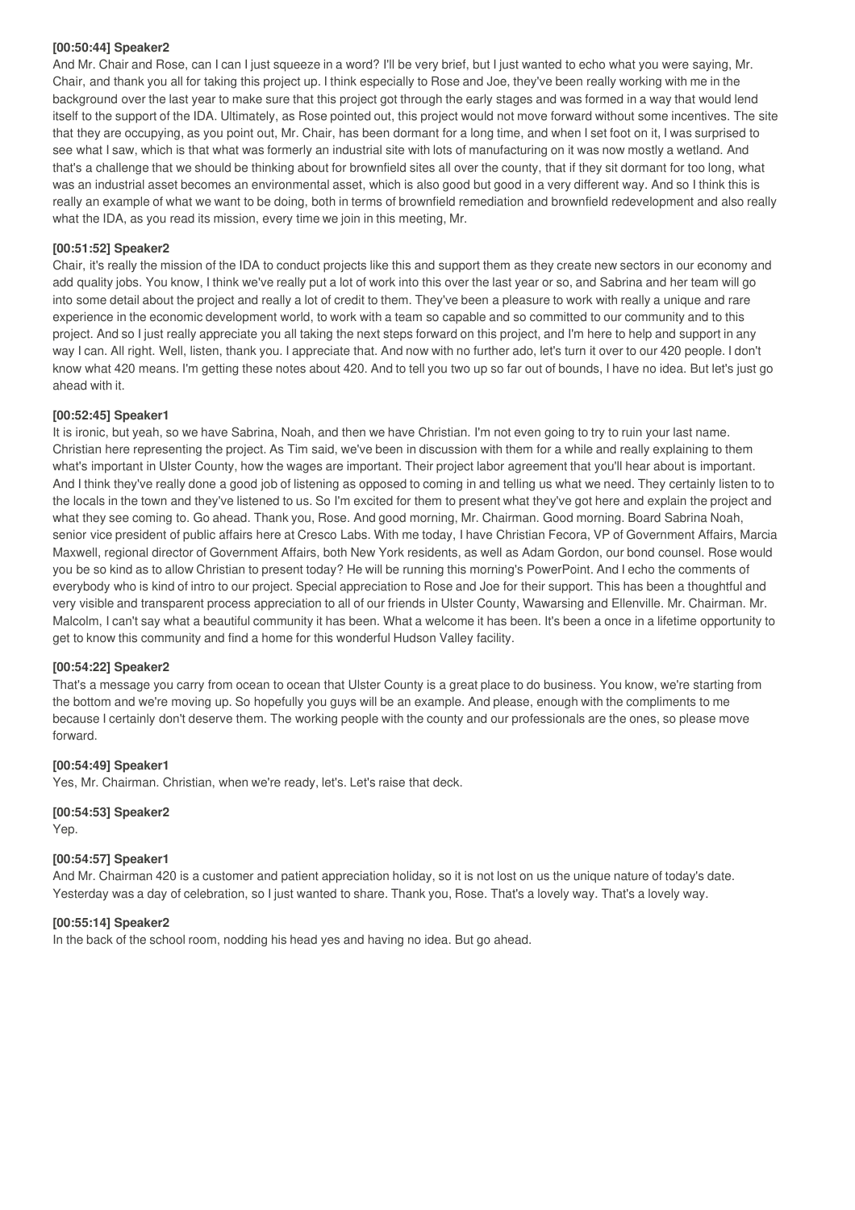**[00:50:44] Speaker2**

And Mr. Chair and Rose, can I can I just squeeze in a word? I'll be very brief, but I just wanted to echo what you were saying, Mr. Chair, and thank you all for taking this project up. I think especially to Rose and Joe, they've been really working with me in the background over the last year to make sure that this project got through the early stages and was formed in a way that would lend itself to the support of the IDA. Ultimately, as Rose pointed out, this project would not move forward without some incentives. The site that they are occupying, as you point out, Mr. Chair, has been dormant for a long time, and when I set foot on it, I was surprised to see what I saw, which is that what was formerly an industrial site with lots of manufacturing on it was now mostly a wetland. And that's a challenge that we should be thinking about for brownfield sites all over the county, that if they sit dormant for too long, what was an industrial asset becomes an environmental asset, which is also good but good in a very different way. And so I think this is really an example of what we want to be doing, both in terms of brownfield remediation and brownfield redevelopment and also really what the IDA, as you read its mission, every time we join in this meeting, Mr.

**[00:51:52] Speaker2**

Chair, it's really the mission of the IDA to conduct projects like this and support them as they create new sectors in our economy and add quality jobs. You know, I think we've really put a lot of work into this over the last year or so, and Sabrina and her team will go into some detail about the project and really a lot of credit to them. They've been a pleasure to work with really a unique and rare experience in the economic development world, to work with a team so capable and so committed to our community and to this project. And so I just really appreciate you all taking the next steps forward on this project, and I'm here to help and support in any way I can. All right. Well, listen, thank you. I appreciate that. And now with no further ado, let's turn it over to our 420 people. I don't know what 420 means. I'm getting these notes about 420. And to tell you two up so far out of bounds, I have no idea. But let's just go ahead with it.

**[00:52:45] Speaker1**

It is ironic, but yeah, so we have Sabrina, Noah, and then we have Christian. I'm not even going to try to ruin your last name. Christian here representing the project. As Tim said, we've been in discussion with them for a while and really explaining to them what's important in Ulster County, how the wages are important. Their project labor agreement that you'll hear about is important. And I think they've really done a good job of listening as opposed to coming in and telling us what we need. They certainly listen to to the locals in the town and they've listened to us. So I'm excited for them to present what they've got here and explain the project and what they see coming to. Go ahead. Thank you, Rose. And good morning, Mr. Chairman. Good morning. Board Sabrina Noah, senior vice president of public affairs here at Cresco Labs. With me today, I have Christian Fecora, VP of Government Affairs, Marcia Maxwell, regional director of Government Affairs, both New York residents, as well as Adam Gordon, our bond counsel. Rose would you be so kind as to allow Christian to present today? He will be running this morning's PowerPoint. And I echo the comments of everybody who is kind of intro to our project. Special appreciation to Rose and Joe for their support. This has been a thoughtful and very visible and transparent process appreciation to all of our friends in Ulster County, Wawarsing and Ellenville. Mr. Chairman. Mr. Malcolm, I can't say what a beautiful community it has been. What a welcome it has been. It's been a once in a lifetime opportunity to get to know this community and find a home for this wonderful Hudson Valley facility.

**[00:54:22] Speaker2**

That's a message you carry from ocean to ocean that Ulster County is a great place to do business. You know, we're starting from the bottom and we're moving up. So hopefully you guys will be an example. And please, enough with the compliments to me because I certainly don't deserve them. The working people with the county and our professionals are the ones, so please move forward.

**[00:54:49] Speaker1**

Yes, Mr. Chairman. Christian, when we're ready, let's. Let's raise that deck.

**[00:54:53] Speaker2**

Yep.

**[00:54:57] Speaker1**

And Mr. Chairman 420 is a customer and patient appreciation holiday, so it is not lost on us the unique nature of today's date. Yesterday was a day of celebration, so I just wanted to share. Thank you, Rose. That's a lovely way. That's a lovely way.

**[00:55:14] Speaker2**

In the back of the school room, nodding his head yes and having no idea. But go ahead.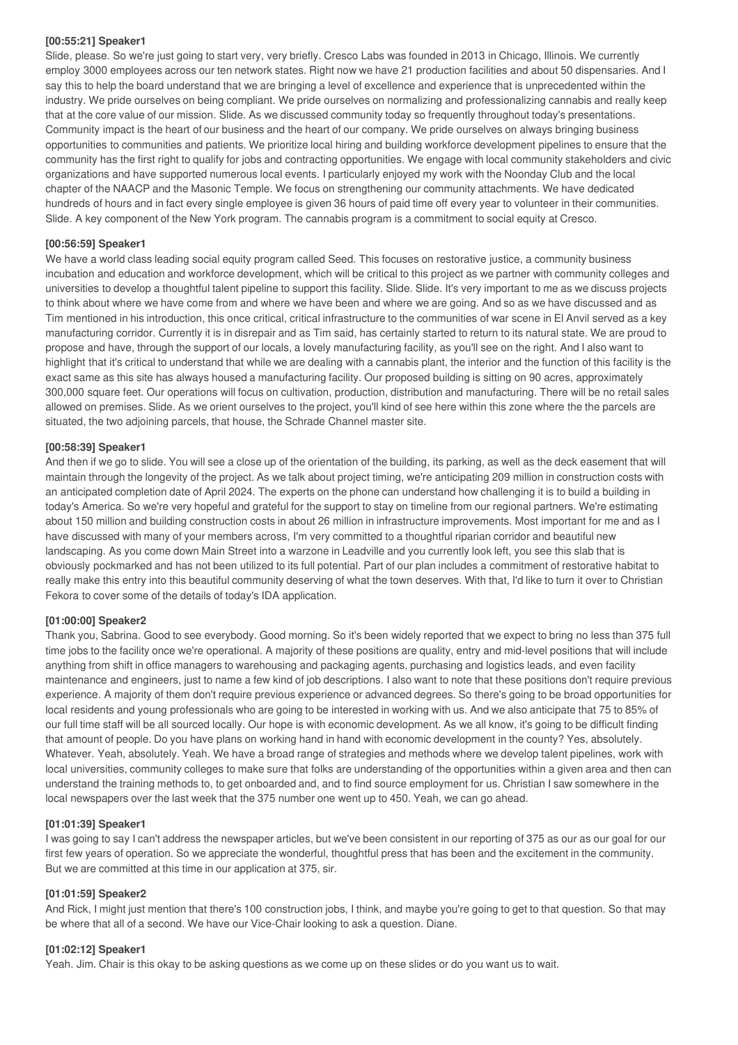**[00:55:21] Speaker1**

Slide, please. So we're just going to start very, very briefly. Cresco Labs was founded in 2013 in Chicago, Illinois. We currently employ 3000 employees across our ten network states. Right now we have 21 production facilities and about 50 dispensaries. And I say this to help the board understand that we are bringing a level of excellence and experience that is unprecedented within the industry. We pride ourselves on being compliant. We pride ourselves on normalizing and professionalizing cannabis and really keep that at the core value of our mission. Slide. As we discussed community today so frequently throughout today's presentations. Community impact is the heart of our business and the heart of our company. We pride ourselves on always bringing business opportunities to communities and patients. We prioritize local hiring and building workforce development pipelines to ensure that the community has the first right to qualify for jobs and contracting opportunities. We engage with local community stakeholders and civic organizations and have supported numerous local events. I particularly enjoyed my work with the Noonday Club and the local chapter of the NAACP and the Masonic Temple. We focus on strengthening our community attachments. We have dedicated hundreds of hours and in fact every single employee is given 36 hours of paid time off every year to volunteer in their communities. Slide. A key component of the New York program. The cannabis program is a commitment to social equity at Cresco.

**[00:56:59] Speaker1**

We have a world class leading social equity program called Seed. This focuses on restorative justice, a community business incubation and education and workforce development, which will be critical to this project as we partner with community colleges and universities to develop a thoughtful talent pipeline to support this facility. Slide. Slide. It's very important to me as we discuss projects to think about where we have come from and where we have been and where we are going. And so as we have discussed and as Tim mentioned in his introduction, this once critical, critical infrastructure to the communities of war scene in El Anvil served as a key manufacturing corridor. Currently it is in disrepair and as Tim said, has certainly started to return to its natural state. We are proud to propose and have, through the support of our locals, a lovely manufacturing facility, as you'll see on the right. And I also want to highlight that it's critical to understand that while we are dealing with a cannabis plant, the interior and the function of this facility is the exact same as this site has always housed a manufacturing facility. Our proposed building is sitting on 90 acres, approximately 300,000 square feet. Our operations will focus on cultivation, production, distribution and manufacturing. There will be no retail sales allowed on premises. Slide. As we orient ourselves to the project, you'll kind of see here within this zone where the the parcels are situated, the two adjoining parcels, that house, the Schrade Channel master site.

**[00:58:39] Speaker1**

And then if we go to slide. You will see a close up of the orientation of the building, its parking, as well as the deck easement that will maintain through the longevity of the project. As we talk about project timing, we're anticipating 209 million in construction costs with an anticipated completion date of April 2024. The experts on the phone can understand how challenging it is to build a building in today's America. So we're very hopeful and grateful for the support to stay on timeline from our regional partners. We're estimating about 150 million and building construction costs in about 26 million in infrastructure improvements. Most important for me and as I have discussed with many of your members across, I'm very committed to a thoughtful riparian corridor and beautiful new landscaping. As you come down Main Street into a warzone in Leadville and you currently look left, you see this slab that is obviously pockmarked and has not been utilized to its full potential. Part of our plan includes a commitment of restorative habitat to really make this entry into this beautiful community deserving of what the town deserves. With that, I'd like to turn it over to Christian Fekora to cover some of the details of today's IDA application.

**[01:00:00] Speaker2**

Thank you, Sabrina. Good to see everybody. Good morning. So it's been widely reported that we expect to bring no less than 375 full time jobs to the facility once we're operational. A majority of these positions are quality, entry and mid-level positions that will include anything from shift in office managers to warehousing and packaging agents, purchasing and logistics leads, and even facility maintenance and engineers, just to name a few kind of job descriptions. I also want to note that these positions don't require previous experience. A majority of them don't require previous experience or advanced degrees. So there's going to be broad opportunities for local residents and young professionals who are going to be interested in working with us. And we also anticipate that 75 to 85% of our full time staff will be all sourced locally. Our hope is with economic development. As we all know, it's going to be difficult finding that amount of people. Do you have plans on working hand in hand with economic development in the county? Yes, absolutely. Whatever. Yeah, absolutely. Yeah. We have a broad range of strategies and methods where we develop talent pipelines, work with local universities, community colleges to make sure that folks are understanding of the opportunities within a given area and then can understand the training methods to, to get onboarded and, and to find source employment for us. Christian I saw somewhere in the local newspapers over the last week that the 375 number one went up to 450. Yeah, we can go ahead.

**[01:01:39] Speaker1**

I was going to say I can't address the newspaper articles, but we've been consistent in our reporting of 375 as our as our goal for our first few years of operation. So we appreciate the wonderful, thoughtful press that has been and the excitement in the community. But we are committed at this time in our application at 375, sir.

**[01:01:59] Speaker2**

And Rick, I might just mention that there's 100 construction jobs, I think, and maybe you're going to get to that question. So that may be where that all of a second. We have our Vice-Chair looking to ask a question. Diane.

**[01:02:12] Speaker1**

Yeah. Jim. Chair is this okay to be asking questions as we come up on these slides or do you want us to wait.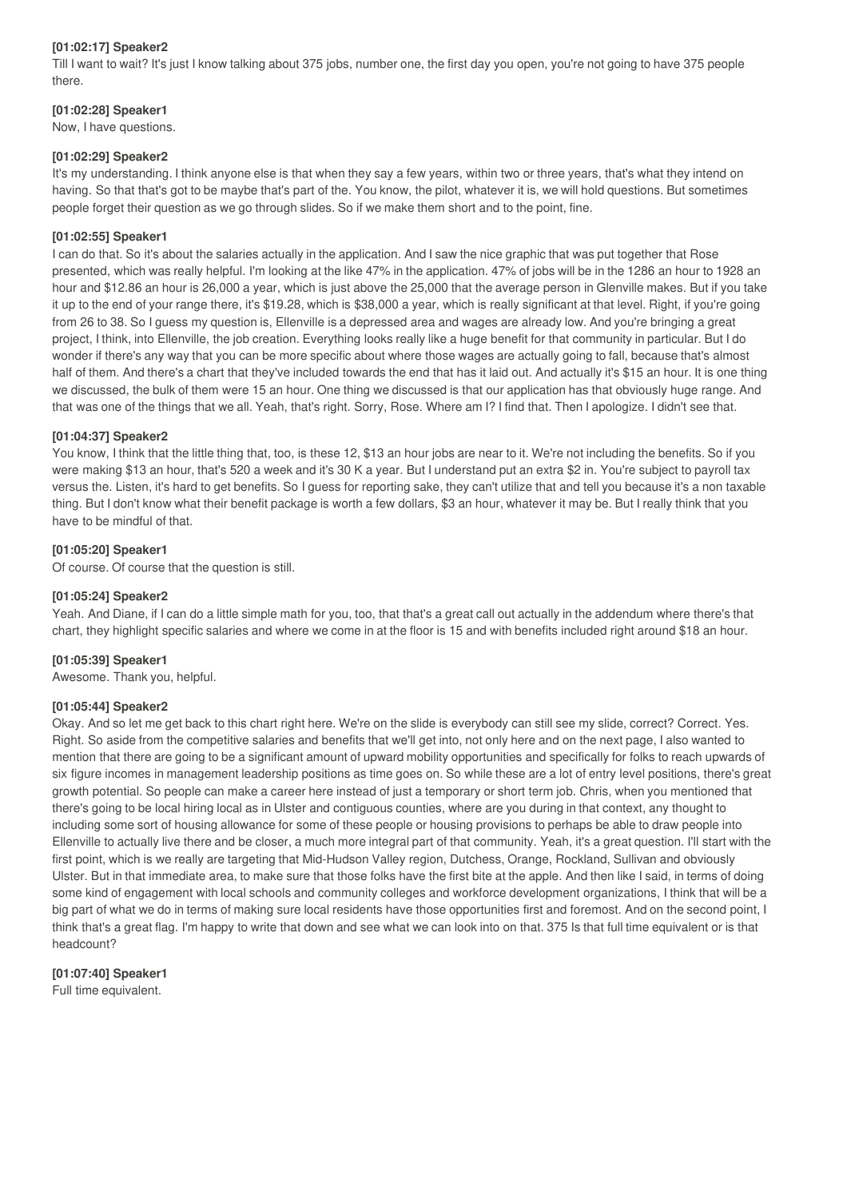**[01:02:17] Speaker2**

Till I want to wait? It's just I know talking about 375 jobs, number one, the first day you open, you're not going to have 375 people there.

**[01:02:28] Speaker1**

Now, I have questions.

**[01:02:29] Speaker2**

It's my understanding. I think anyone else is that when they say a few years, within two or three years, that's what they intend on having. So that that's got to be maybe that's part of the. You know, the pilot, whatever it is, we will hold questions. But sometimes people forget their question as we go through slides. So if we make them short and to the point, fine.

**[01:02:55] Speaker1**

I can do that. So it's about the salaries actually in the application. And I saw the nice graphic that was put together that Rose presented, which was really helpful. I'm looking at the like 47% in the application. 47% of jobs will be in the 1286 an hour to 1928 an hour and $12.86 an hour is 26,000 a year, which is just above the 25,000 that the average person in Glenville makes. But if you take it up to the end of your range there, it's $19.28, which is $38,000 a year, which is really significant at that level. Right, if you're going from 26 to 38. So I guess my question is, Ellenville is a depressed area and wages are already low. And you're bringing a great project, I think, into Ellenville, the job creation. Everything looks really like a huge benefit for that community in particular. But I do wonder if there's any way that you can be more specific about where those wages are actually going to fall, because that's almost half of them. And there's a chart that they've included towards the end that has it laid out. And actually it's $15 an hour. It is one thing we discussed, the bulk of them were 15 an hour. One thing we discussed is that our application has that obviously huge range. And that was one of the things that we all. Yeah, that's right. Sorry, Rose. Where am I? I find that. Then I apologize. I didn't see that.

**[01:04:37] Speaker2**

You know, I think that the little thing that, too, is these 12, $13 an hour jobs are near to it. We're not including the benefits. So if you were making $13 an hour, that's 520 a week and it's 30 K a year. But I understand put an extra $2 in. You're subject to payroll tax versus the. Listen, it's hard to get benefits. So I guess for reporting sake, they can't utilize that and tell you because it's a non taxable thing. But I don't know what their benefit package is worth a few dollars, $3 an hour, whatever it may be. But I really think that you have to be mindful of that.

**[01:05:20] Speaker1**

Of course. Of course that the question is still.

**[01:05:24] Speaker2**

Yeah. And Diane, if I can do a little simple math for you, too, that that's a great call out actually in the addendum where there's that chart, they highlight specific salaries and where we come in at the floor is 15 and with benefits included right around $18 an hour.

**[01:05:39] Speaker1**

Awesome. Thank you, helpful.

**[01:05:44] Speaker2**

Okay. And so let me get back to this chart right here. We're on the slide is everybody can still see my slide, correct? Correct. Yes. Right. So aside from the competitive salaries and benefits that we'll get into, not only here and on the next page, I also wanted to mention that there are going to be a significant amount of upward mobility opportunities and specifically for folks to reach upwards of six figure incomes in management leadership positions as time goes on. So while these are a lot of entry level positions, there's great growth potential. So people can make a career here instead of just a temporary or short term job. Chris, when you mentioned that there's going to be local hiring local as in Ulster and contiguous counties, where are you during in that context, any thought to including some sort of housing allowance for some of these people or housing provisions to perhaps be able to draw people into Ellenville to actually live there and be closer, a much more integral part of that community. Yeah, it's a great question. I'll start with the first point, which is we really are targeting that Mid-Hudson Valley region, Dutchess, Orange, Rockland, Sullivan and obviously Ulster. But in that immediate area, to make sure that those folks have the first bite at the apple. And then like I said, in terms of doing some kind of engagement with local schools and community colleges and workforce development organizations, I think that will be a big part of what we do in terms of making sure local residents have those opportunities first and foremost. And on the second point, I think that's a great flag. I'm happy to write that down and see what we can look into on that. 375 Is that full time equivalent or is that headcount?

**[01:07:40] Speaker1**

Full time equivalent.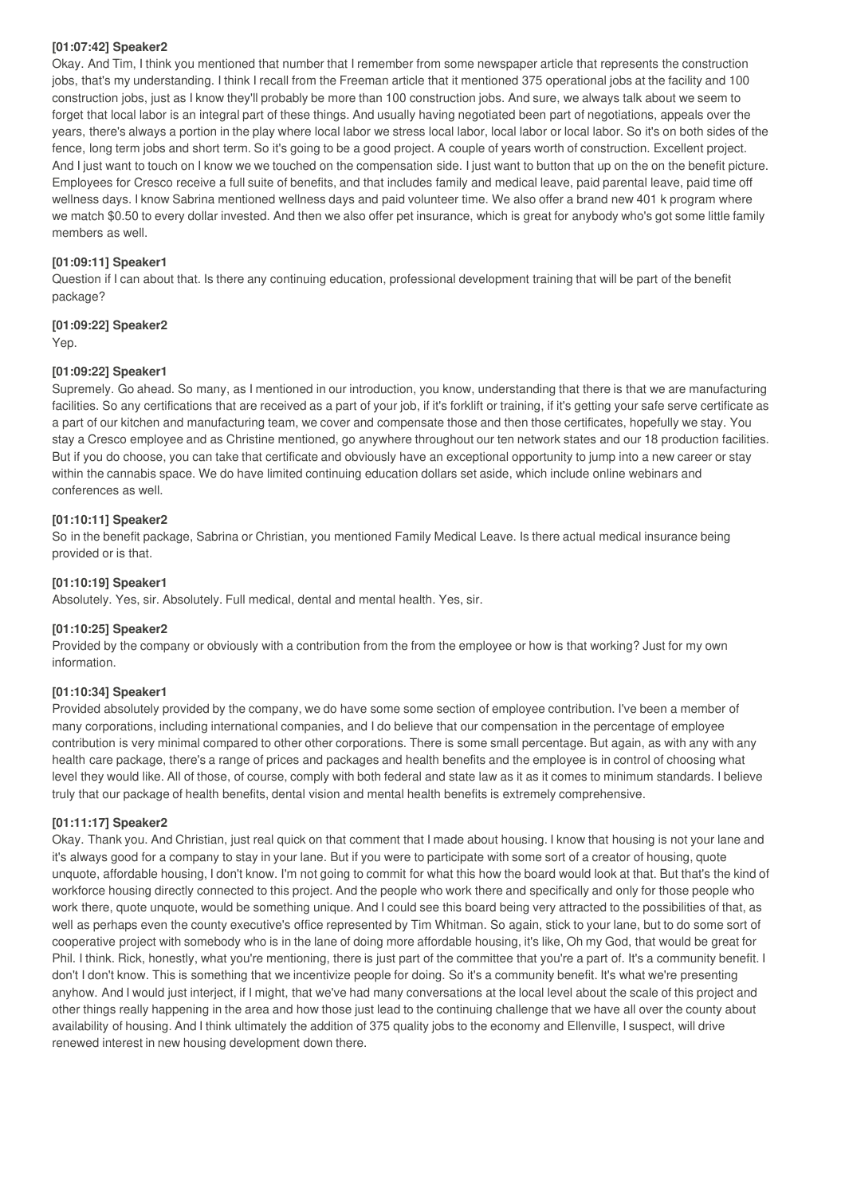**[01:07:42] Speaker2**

Okay. And Tim, I think you mentioned that number that I remember from some newspaper article that represents the construction jobs, that's my understanding. I think I recall from the Freeman article that it mentioned 375 operational jobs at the facility and 100 construction jobs, just as I know they'll probably be more than 100 construction jobs. And sure, we always talk about we seem to forget that local labor is an integral part of these things. And usually having negotiated been part of negotiations, appeals over the years, there's always a portion in the play where local labor we stress local labor, local labor or local labor. So it's on both sides of the fence, long term jobs and short term. So it's going to be a good project. A couple of years worth of construction. Excellent project. And I just want to touch on I know we we touched on the compensation side. I just want to button that up on the on the benefit picture. Employees for Cresco receive a full suite of benefits, and that includes family and medical leave, paid parental leave, paid time off wellness days. I know Sabrina mentioned wellness days and paid volunteer time. We also offer a brand new 401 k program where we match $0.50 to every dollar invested. And then we also offer pet insurance, which is great for anybody who's got some little family members as well.

**[01:09:11] Speaker1**

Question if I can about that. Is there any continuing education, professional development training that will be part of the benefit package?

**[01:09:22] Speaker2**

Yep.

**[01:09:22] Speaker1**

Supremely. Go ahead. So many, as I mentioned in our introduction, you know, understanding that there is that we are manufacturing facilities. So any certifications that are received as a part of your job, if it's forklift or training, if it's getting your safe serve certificate as a part of our kitchen and manufacturing team, we cover and compensate those and then those certificates, hopefully we stay. You stay a Cresco employee and as Christine mentioned, go anywhere throughout our ten network states and our 18 production facilities. But if you do choose, you can take that certificate and obviously have an exceptional opportunity to jump into a new career or stay within the cannabis space. We do have limited continuing education dollars set aside, which include online webinars and conferences as well.

**[01:10:11] Speaker2**

So in the benefit package, Sabrina or Christian, you mentioned Family Medical Leave. Is there actual medical insurance being provided or is that.

**[01:10:19] Speaker1**

Absolutely. Yes, sir. Absolutely. Full medical, dental and mental health. Yes, sir.

**[01:10:25] Speaker2**

Provided by the company or obviously with a contribution from the from the employee or how is that working? Just for my own information.

**[01:10:34] Speaker1**

Provided absolutely provided by the company, we do have some some section of employee contribution. I've been a member of many corporations, including international companies, and I do believe that our compensation in the percentage of employee contribution is very minimal compared to other other corporations. There is some small percentage. But again, as with any with any health care package, there's a range of prices and packages and health benefits and the employee is in control of choosing what level they would like. All of those, of course, comply with both federal and state law as it as it comes to minimum standards. I believe truly that our package of health benefits, dental vision and mental health benefits is extremely comprehensive.

**[01:11:17] Speaker2**

Okay. Thank you. And Christian, just real quick on that comment that I made about housing. I know that housing is not your lane and it's always good for a company to stay in your lane. But if you were to participate with some sort of a creator of housing, quote unquote, affordable housing, I don't know. I'm not going to commit for what this how the board would look at that. But that's the kind of workforce housing directly connected to this project. And the people who work there and specifically and only for those people who work there, quote unquote, would be something unique. And I could see this board being very attracted to the possibilities of that, as well as perhaps even the county executive's office represented by Tim Whitman. So again, stick to your lane, but to do some sort of cooperative project with somebody who is in the lane of doing more affordable housing, it's like, Oh my God, that would be great for Phil. I think. Rick, honestly, what you're mentioning, there is just part of the committee that you're a part of. It's a community benefit. I don't I don't know. This is something that we incentivize people for doing. So it's a community benefit. It's what we're presenting anyhow. And I would just interject, if I might, that we've had many conversations at the local level about the scale of this project and other things really happening in the area and how those just lead to the continuing challenge that we have all over the county about availability of housing. And I think ultimately the addition of 375 quality jobs to the economy and Ellenville, I suspect, will drive renewed interest in new housing development down there.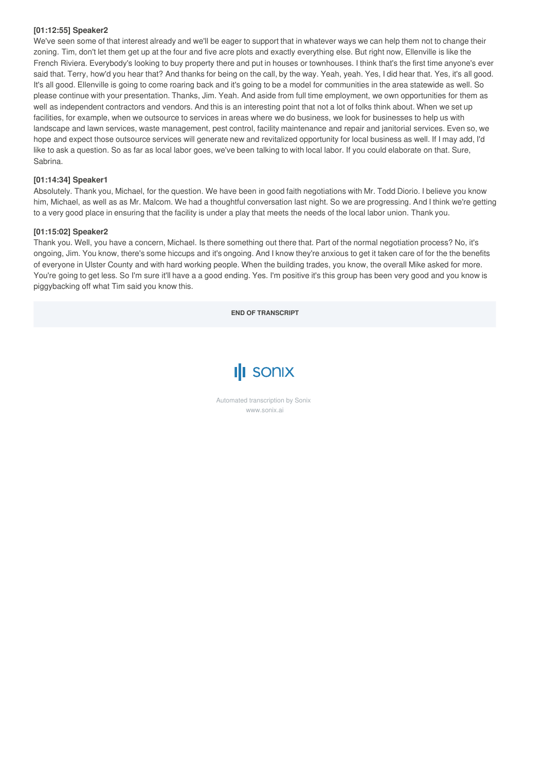**[01:12:55] Speaker2**

We've seen some of that interest already and we'll be eager to support that in whatever ways we can help them not to change their zoning. Tim, don't let them get up at the four and five acre plots and exactly everything else. But right now, Ellenville is like the French Riviera. Everybody's looking to buy property there and put in houses or townhouses. I think that's the first time anyone's ever said that. Terry, how'd you hear that? And thanks for being on the call, by the way. Yeah, yeah. Yes, I did hear that. Yes, it's all good. It's all good. Ellenville is going to come roaring back and it's going to be a model for communities in the area statewide as well. So please continue with your presentation. Thanks, Jim. Yeah. And aside from full time employment, we own opportunities for them as well as independent contractors and vendors. And this is an interesting point that not a lot of folks think about. When we set up facilities, for example, when we outsource to services in areas where we do business, we look for businesses to help us with landscape and lawn services, waste management, pest control, facility maintenance and repair and janitorial services. Even so, we hope and expect those outsource services will generate new and revitalized opportunity for local business as well. If I may add, I'd like to ask a question. So as far as local labor goes, we've been talking to with local labor. If you could elaborate on that. Sure, Sabrina.

**[01:14:34] Speaker1**

Absolutely. Thank you, Michael, for the question. We have been in good faith negotiations with Mr. Todd Diorio. I believe you know him, Michael, as well as as Mr. Malcom. We had a thoughtful conversation last night. So we are progressing. And I think we're getting to a very good place in ensuring that the facility is under a play that meets the needs of the local labor union. Thank you.

**[01:15:02] Speaker2**

Thank you. Well, you have a concern, Michael. Is there something out there that. Part of the normal negotiation process? No, it's ongoing, Jim. You know, there's some hiccups and it's ongoing. And I know they're anxious to get it taken care of for the the benefits of everyone in Ulster County and with hard working people. When the building trades, you know, the overall Mike asked for more. You're going to get less. So I'm sure it'll have a a good ending. Yes. I'm positive it's this group has been very good and you know is piggybacking off what Tim said you know this.

**END OF TRANSCRIPT**

sonix

Automated transcription by Sonix
www.sonix.ai